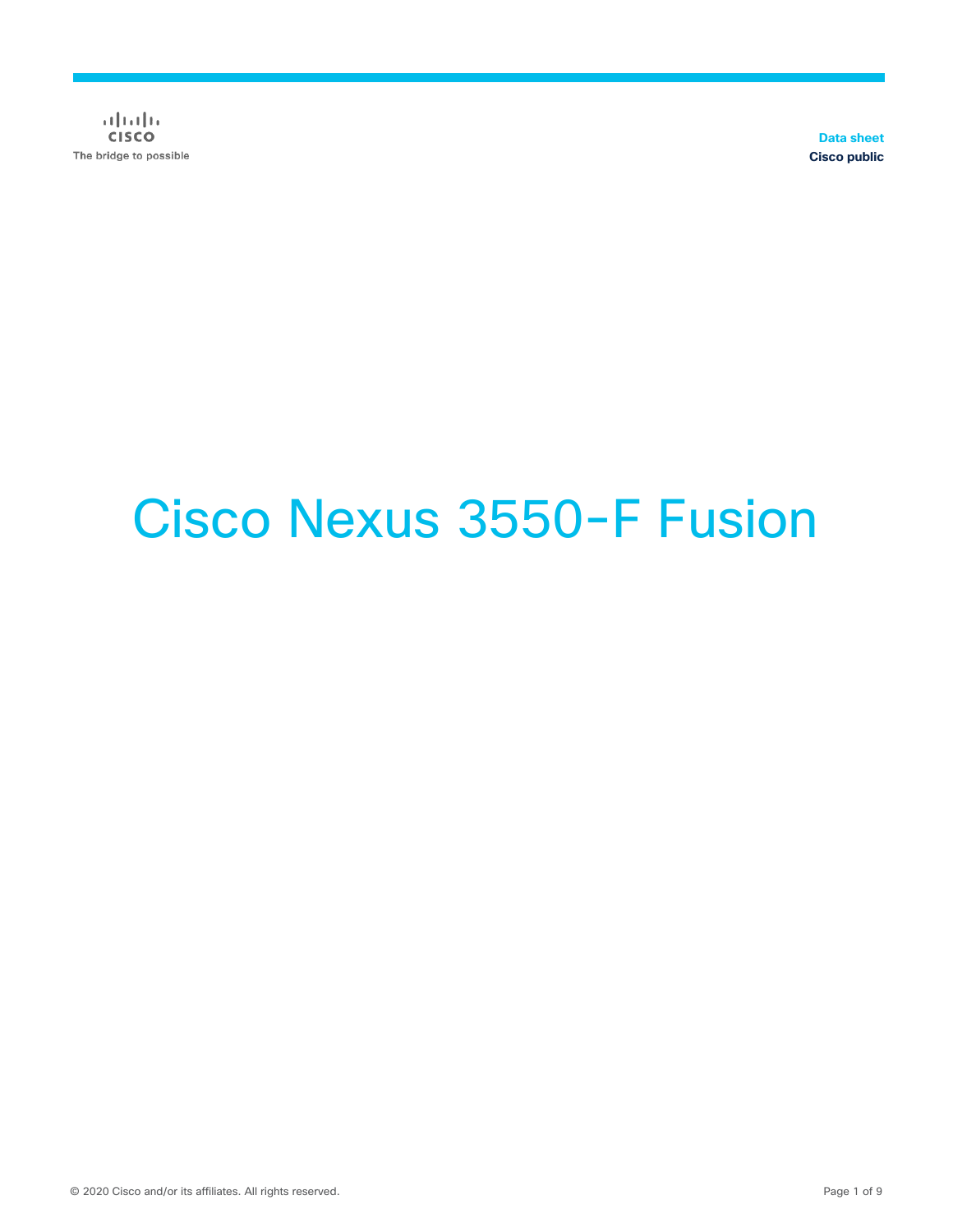Data sheet
Cisco public

# Cisco Nexus 3550-F Fusion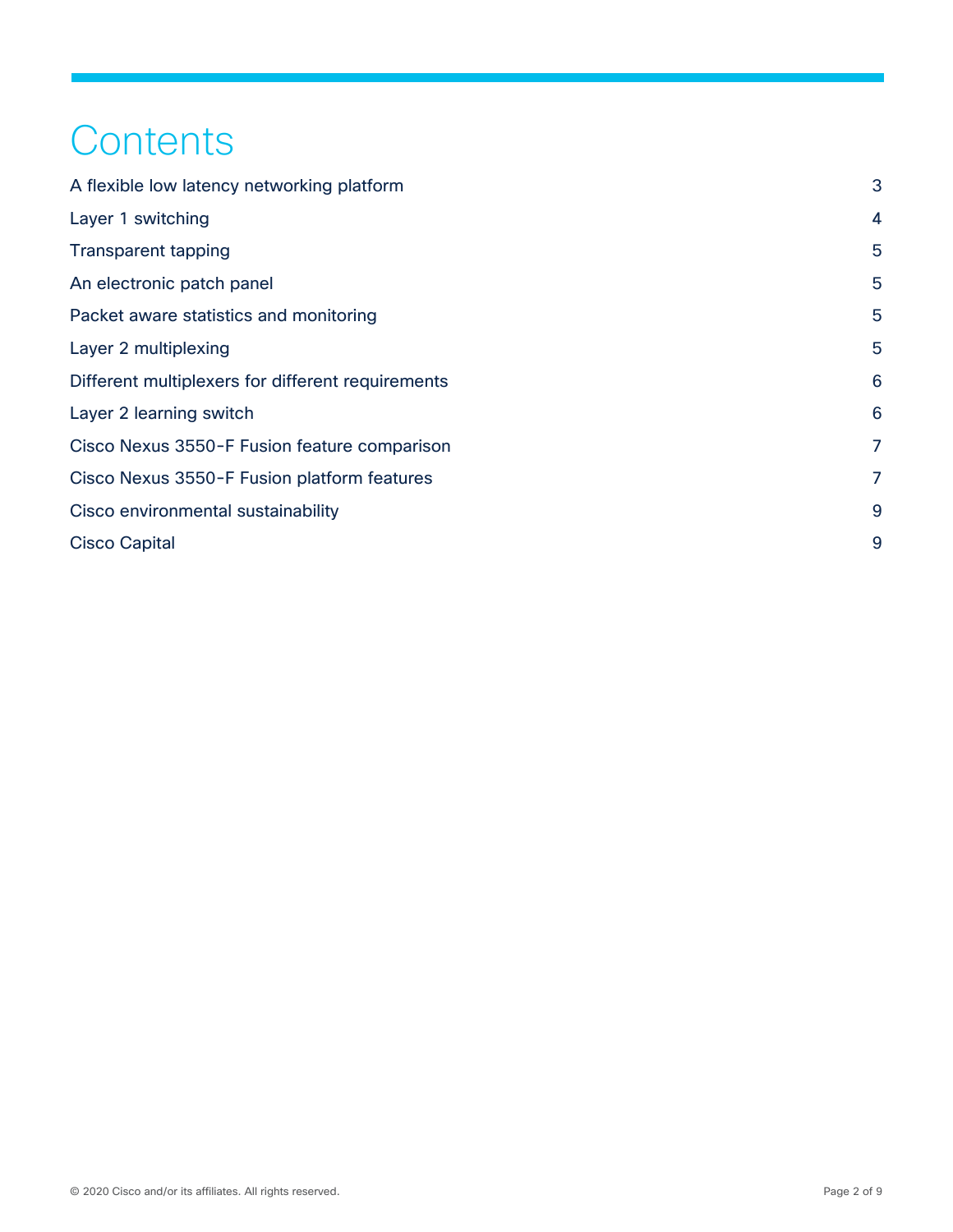# Contents

| | |
|---|---|
| A flexible low latency networking platform | 3 |
| Layer 1 switching | 4 |
| Transparent tapping | 5 |
| An electronic patch panel | 5 |
| Packet aware statistics and monitoring | 5 |
| Layer 2 multiplexing | 5 |
| Different multiplexers for different requirements | 6 |
| Layer 2 learning switch | 6 |
| Cisco Nexus 3550-F Fusion feature comparison | 7 |
| Cisco Nexus 3550-F Fusion platform features | 7 |
| Cisco environmental sustainability | 9 |
| Cisco Capital | 9 |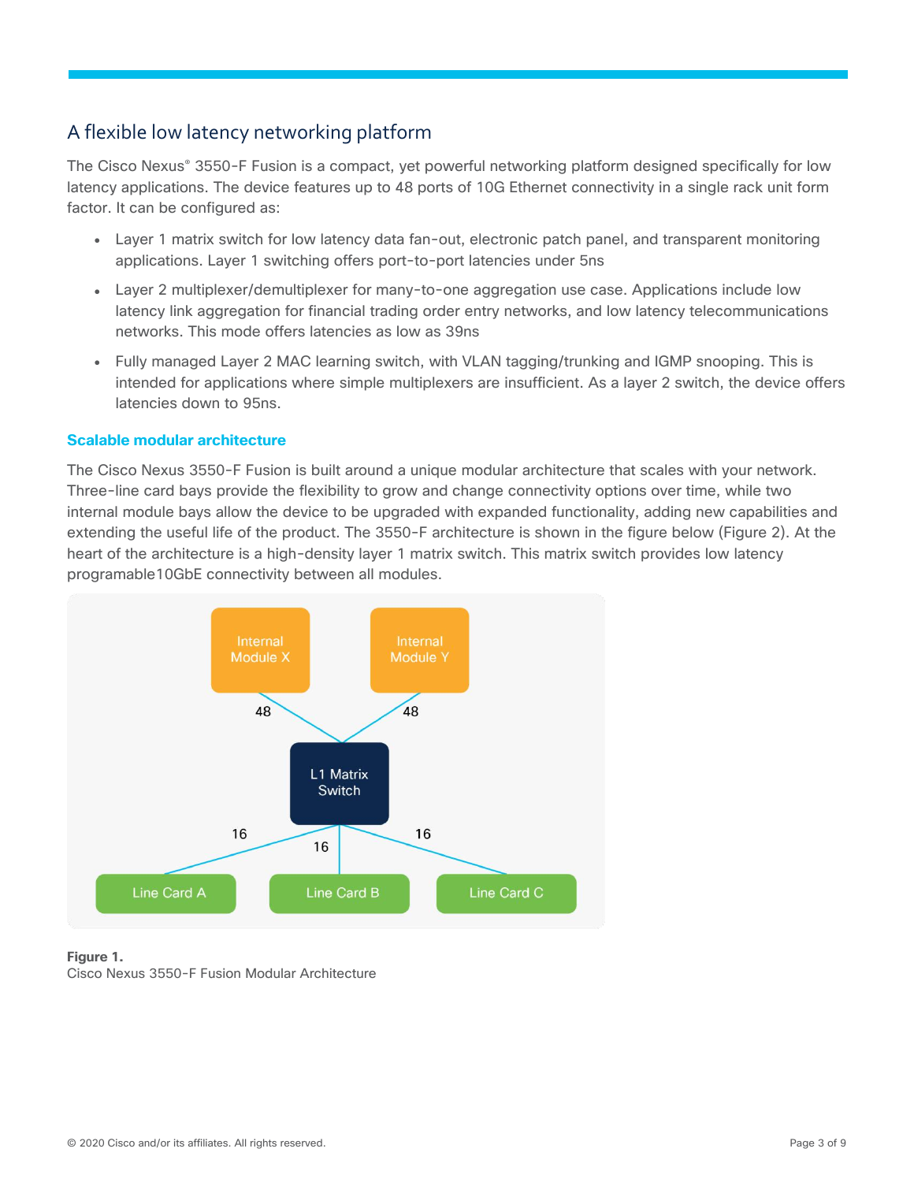## A flexible low latency networking platform

The Cisco Nexus® 3550-F Fusion is a compact, yet powerful networking platform designed specifically for low latency applications. The device features up to 48 ports of 10G Ethernet connectivity in a single rack unit form factor. It can be configured as:

- Layer 1 matrix switch for low latency data fan-out, electronic patch panel, and transparent monitoring applications. Layer 1 switching offers port-to-port latencies under 5ns
- Layer 2 multiplexer/demultiplexer for many-to-one aggregation use case. Applications include low latency link aggregation for financial trading order entry networks, and low latency telecommunications networks. This mode offers latencies as low as 39ns
- Fully managed Layer 2 MAC learning switch, with VLAN tagging/trunking and IGMP snooping. This is intended for applications where simple multiplexers are insufficient. As a layer 2 switch, the device offers latencies down to 95ns.

### Scalable modular architecture

The Cisco Nexus 3550-F Fusion is built around a unique modular architecture that scales with your network. Three-line card bays provide the flexibility to grow and change connectivity options over time, while two internal module bays allow the device to be upgraded with expanded functionality, adding new capabilities and extending the useful life of the product. The 3550-F architecture is shown in the figure below (Figure 2). At the heart of the architecture is a high-density layer 1 matrix switch. This matrix switch provides low latency programable10GbE connectivity between all modules.

Internal Module X | Internal Module Y | 48 | 48 | L1 Matrix Switch | 16 | 16 | 16 | Line Card A | Line Card B | Line Card C

**Figure 1.**
Cisco Nexus 3550-F Fusion Modular Architecture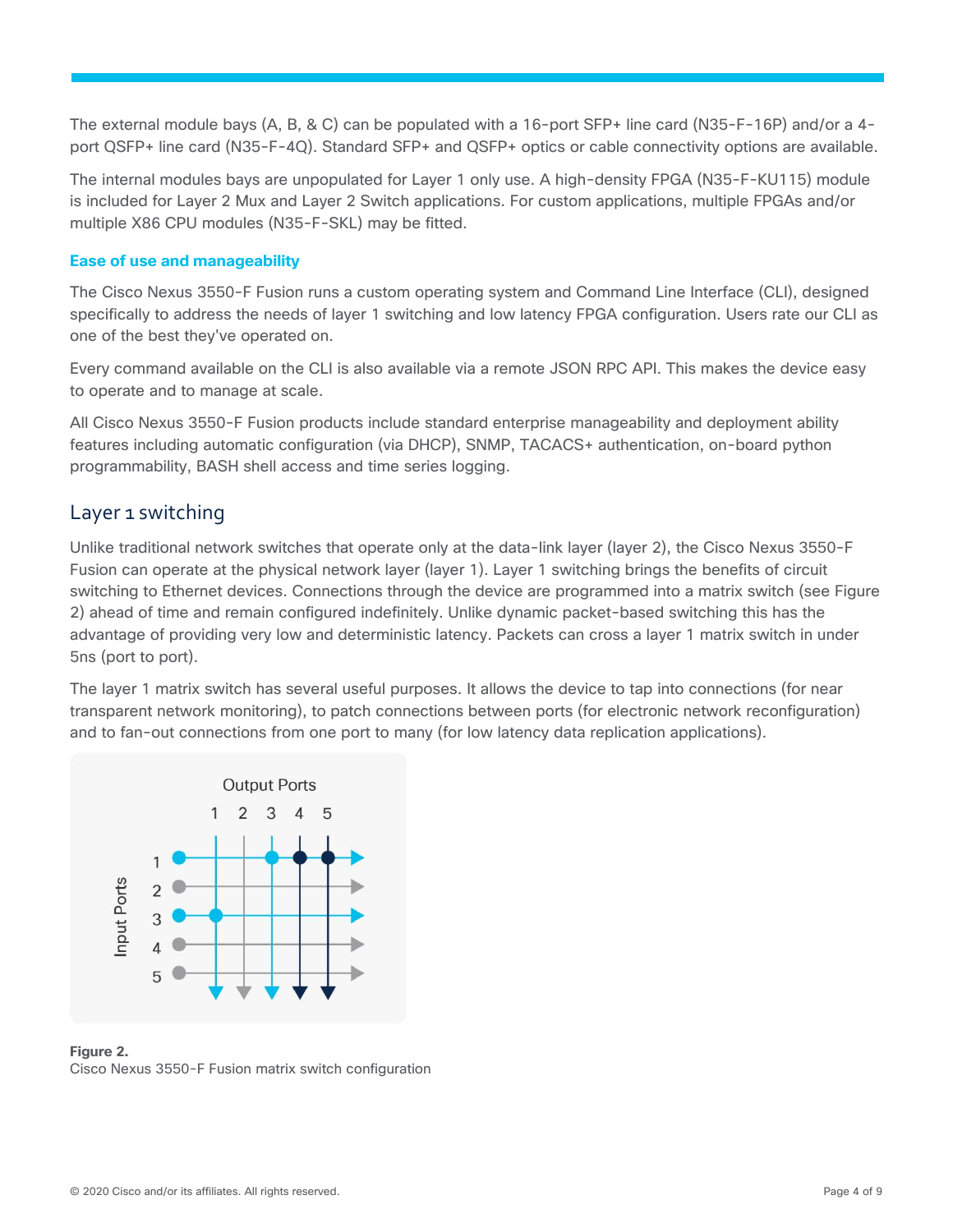The external module bays (A, B, & C) can be populated with a 16-port SFP+ line card (N35-F-16P) and/or a 4-port QSFP+ line card (N35-F-4Q). Standard SFP+ and QSFP+ optics or cable connectivity options are available.

The internal modules bays are unpopulated for Layer 1 only use. A high-density FPGA (N35-F-KU115) module is included for Layer 2 Mux and Layer 2 Switch applications. For custom applications, multiple FPGAs and/or multiple X86 CPU modules (N35-F-SKL) may be fitted.

### Ease of use and manageability

The Cisco Nexus 3550-F Fusion runs a custom operating system and Command Line Interface (CLI), designed specifically to address the needs of layer 1 switching and low latency FPGA configuration. Users rate our CLI as one of the best they've operated on.

Every command available on the CLI is also available via a remote JSON RPC API. This makes the device easy to operate and to manage at scale.

All Cisco Nexus 3550-F Fusion products include standard enterprise manageability and deployment ability features including automatic configuration (via DHCP), SNMP, TACACS+ authentication, on-board python programmability, BASH shell access and time series logging.

## Layer 1 switching

Unlike traditional network switches that operate only at the data-link layer (layer 2), the Cisco Nexus 3550-F Fusion can operate at the physical network layer (layer 1). Layer 1 switching brings the benefits of circuit switching to Ethernet devices. Connections through the device are programmed into a matrix switch (see Figure 2) ahead of time and remain configured indefinitely. Unlike dynamic packet-based switching this has the advantage of providing very low and deterministic latency. Packets can cross a layer 1 matrix switch in under 5ns (port to port).

The layer 1 matrix switch has several useful purposes. It allows the device to tap into connections (for near transparent network monitoring), to patch connections between ports (for electronic network reconfiguration) and to fan-out connections from one port to many (for low latency data replication applications).

**Figure 2.**
Cisco Nexus 3550-F Fusion matrix switch configuration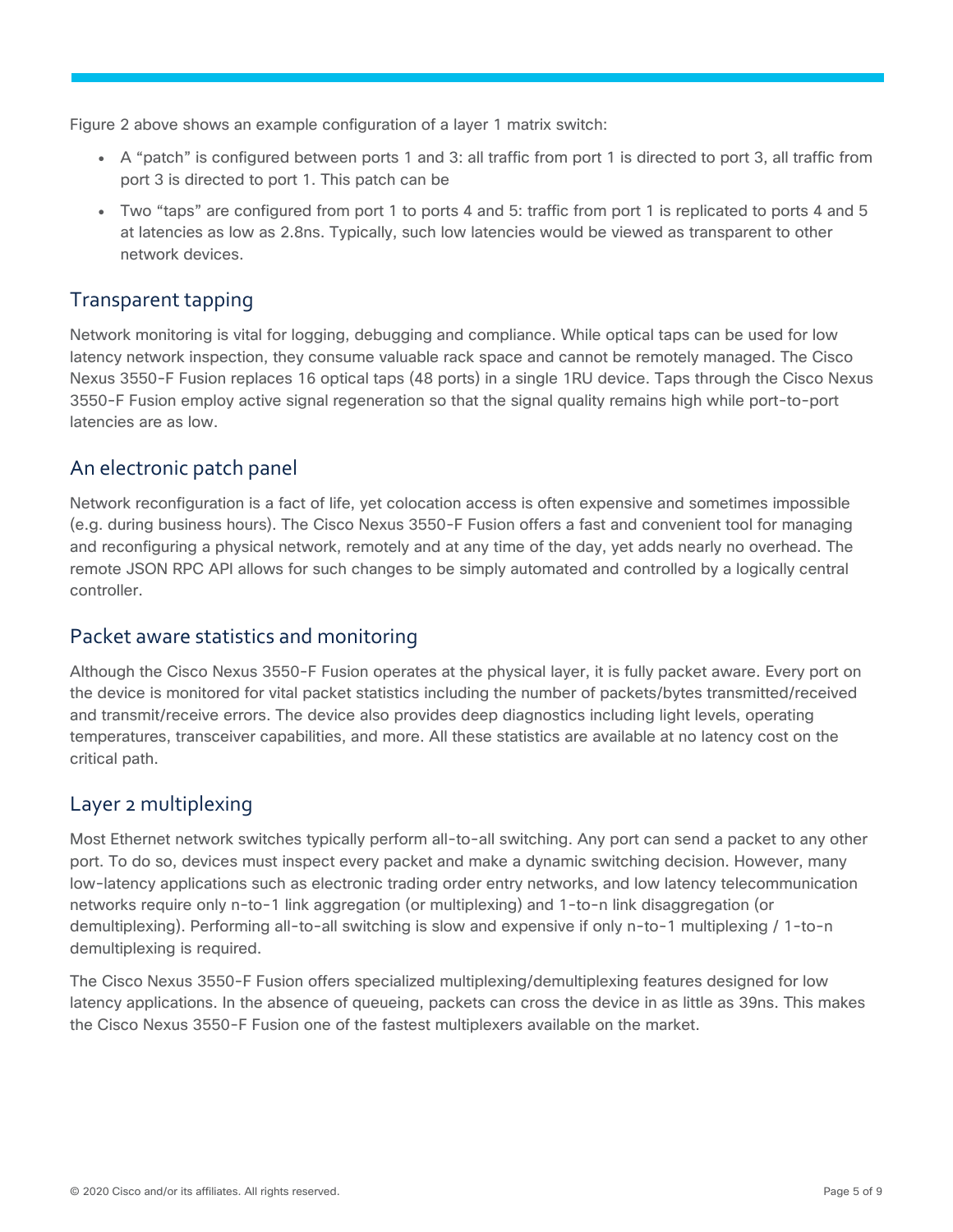Figure 2 above shows an example configuration of a layer 1 matrix switch:

- A "patch" is configured between ports 1 and 3: all traffic from port 1 is directed to port 3, all traffic from port 3 is directed to port 1. This patch can be
- Two "taps" are configured from port 1 to ports 4 and 5: traffic from port 1 is replicated to ports 4 and 5 at latencies as low as 2.8ns. Typically, such low latencies would be viewed as transparent to other network devices.

## Transparent tapping

Network monitoring is vital for logging, debugging and compliance. While optical taps can be used for low latency network inspection, they consume valuable rack space and cannot be remotely managed. The Cisco Nexus 3550-F Fusion replaces 16 optical taps (48 ports) in a single 1RU device. Taps through the Cisco Nexus 3550-F Fusion employ active signal regeneration so that the signal quality remains high while port-to-port latencies are as low.

## An electronic patch panel

Network reconfiguration is a fact of life, yet colocation access is often expensive and sometimes impossible (e.g. during business hours). The Cisco Nexus 3550-F Fusion offers a fast and convenient tool for managing and reconfiguring a physical network, remotely and at any time of the day, yet adds nearly no overhead. The remote JSON RPC API allows for such changes to be simply automated and controlled by a logically central controller.

## Packet aware statistics and monitoring

Although the Cisco Nexus 3550-F Fusion operates at the physical layer, it is fully packet aware. Every port on the device is monitored for vital packet statistics including the number of packets/bytes transmitted/received and transmit/receive errors. The device also provides deep diagnostics including light levels, operating temperatures, transceiver capabilities, and more. All these statistics are available at no latency cost on the critical path.

## Layer 2 multiplexing

Most Ethernet network switches typically perform all-to-all switching. Any port can send a packet to any other port. To do so, devices must inspect every packet and make a dynamic switching decision. However, many low-latency applications such as electronic trading order entry networks, and low latency telecommunication networks require only n-to-1 link aggregation (or multiplexing) and 1-to-n link disaggregation (or demultiplexing). Performing all-to-all switching is slow and expensive if only n-to-1 multiplexing / 1-to-n demultiplexing is required.

The Cisco Nexus 3550-F Fusion offers specialized multiplexing/demultiplexing features designed for low latency applications. In the absence of queueing, packets can cross the device in as little as 39ns. This makes the Cisco Nexus 3550-F Fusion one of the fastest multiplexers available on the market.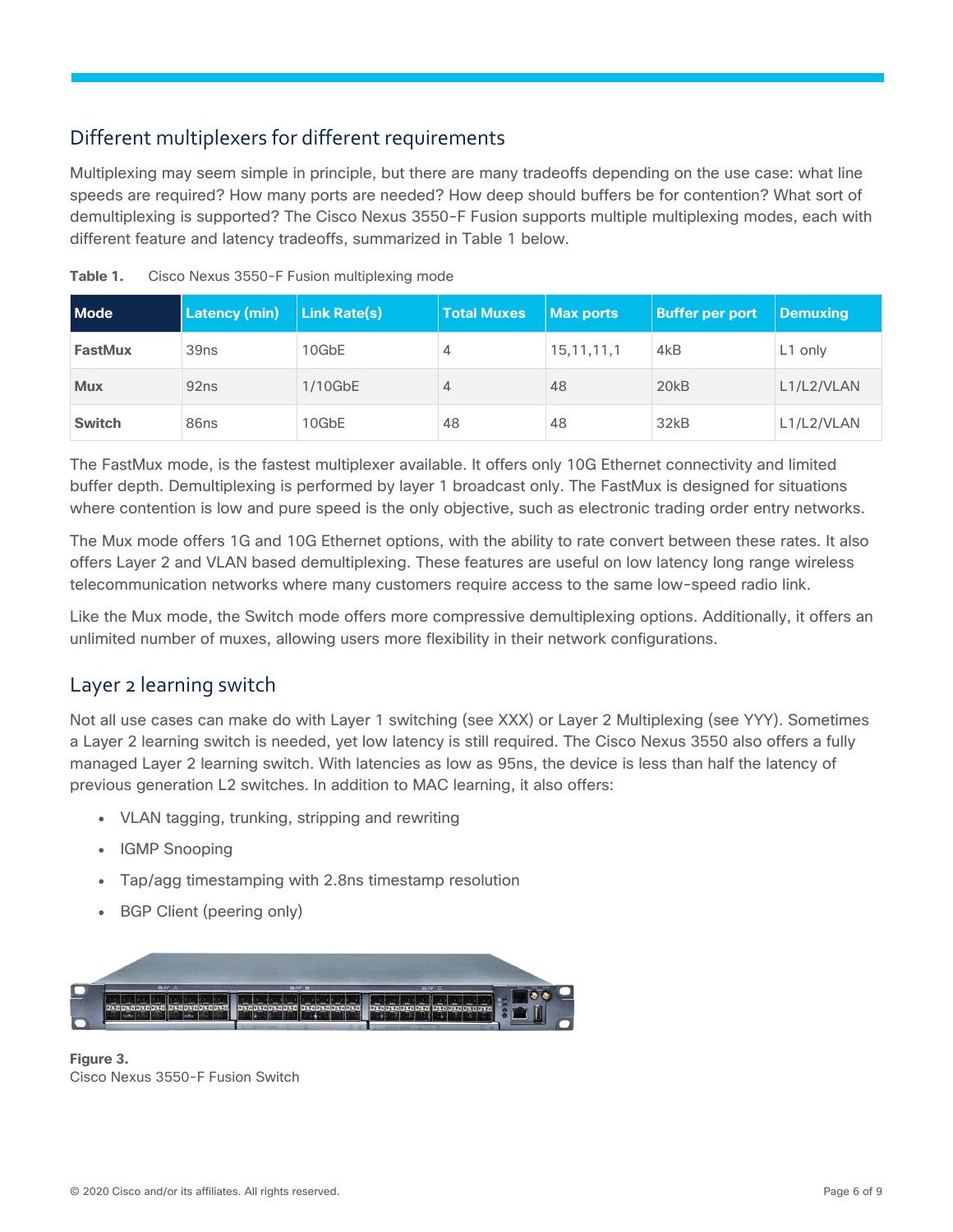## Different multiplexers for different requirements

Multiplexing may seem simple in principle, but there are many tradeoffs depending on the use case: what line speeds are required? How many ports are needed? How deep should buffers be for contention? What sort of demultiplexing is supported? The Cisco Nexus 3550-F Fusion supports multiple multiplexing modes, each with different feature and latency tradeoffs, summarized in Table 1 below.

**Table 1.** Cisco Nexus 3550-F Fusion multiplexing mode

| Mode | Latency (min) | Link Rate(s) | Total Muxes | Max ports | Buffer per port | Demuxing |
|---|---|---|---|---|---|---|
| **FastMux** | 39ns | 10GbE | 4 | 15,11,11,1 | 4kB | L1 only |
| **Mux** | 92ns | 1/10GbE | 4 | 48 | 20kB | L1/L2/VLAN |
| **Switch** | 86ns | 10GbE | 48 | 48 | 32kB | L1/L2/VLAN |

The FastMux mode, is the fastest multiplexer available. It offers only 10G Ethernet connectivity and limited buffer depth. Demultiplexing is performed by layer 1 broadcast only. The FastMux is designed for situations where contention is low and pure speed is the only objective, such as electronic trading order entry networks.

The Mux mode offers 1G and 10G Ethernet options, with the ability to rate convert between these rates. It also offers Layer 2 and VLAN based demultiplexing. These features are useful on low latency long range wireless telecommunication networks where many customers require access to the same low-speed radio link.

Like the Mux mode, the Switch mode offers more compressive demultiplexing options. Additionally, it offers an unlimited number of muxes, allowing users more flexibility in their network configurations.

## Layer 2 learning switch

Not all use cases can make do with Layer 1 switching (see XXX) or Layer 2 Multiplexing (see YYY). Sometimes a Layer 2 learning switch is needed, yet low latency is still required. The Cisco Nexus 3550 also offers a fully managed Layer 2 learning switch. With latencies as low as 95ns, the device is less than half the latency of previous generation L2 switches. In addition to MAC learning, it also offers:

- VLAN tagging, trunking, stripping and rewriting
- IGMP Snooping
- Tap/agg timestamping with 2.8ns timestamp resolution
- BGP Client (peering only)

**Figure 3.**
Cisco Nexus 3550-F Fusion Switch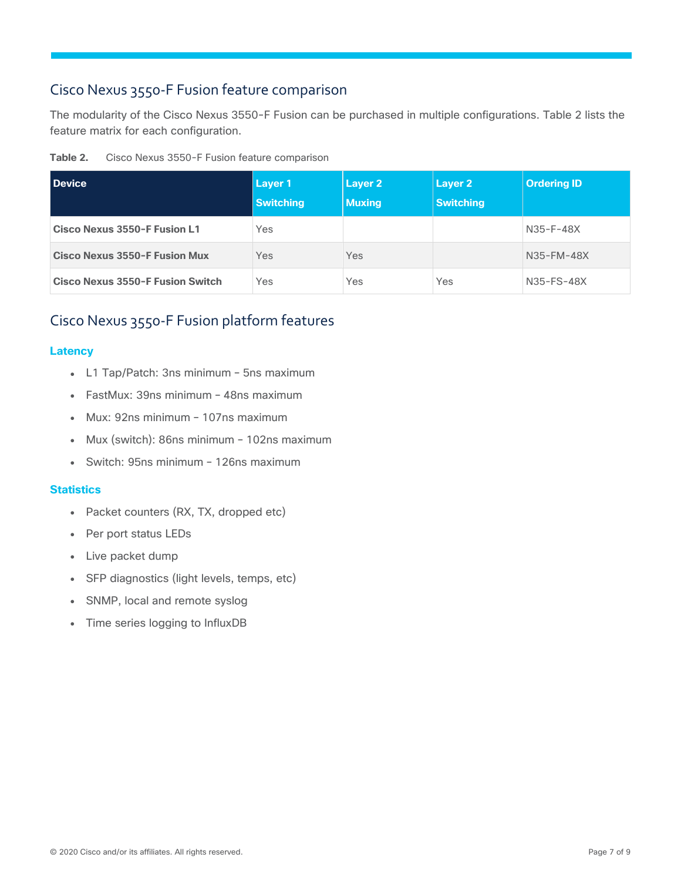## Cisco Nexus 3550-F Fusion feature comparison

The modularity of the Cisco Nexus 3550-F Fusion can be purchased in multiple configurations. Table 2 lists the feature matrix for each configuration.

**Table 2.** Cisco Nexus 3550-F Fusion feature comparison

| Device | Layer 1 Switching | Layer 2 Muxing | Layer 2 Switching | Ordering ID |
|---|---|---|---|---|
| **Cisco Nexus 3550-F Fusion L1** | Yes | | | N35-F-48X |
| **Cisco Nexus 3550-F Fusion Mux** | Yes | Yes | | N35-FM-48X |
| **Cisco Nexus 3550-F Fusion Switch** | Yes | Yes | Yes | N35-FS-48X |

## Cisco Nexus 3550-F Fusion platform features

### Latency

- L1 Tap/Patch: 3ns minimum – 5ns maximum
- FastMux: 39ns minimum – 48ns maximum
- Mux: 92ns minimum – 107ns maximum
- Mux (switch): 86ns minimum – 102ns maximum
- Switch: 95ns minimum – 126ns maximum

### Statistics

- Packet counters (RX, TX, dropped etc)
- Per port status LEDs
- Live packet dump
- SFP diagnostics (light levels, temps, etc)
- SNMP, local and remote syslog
- Time series logging to InfluxDB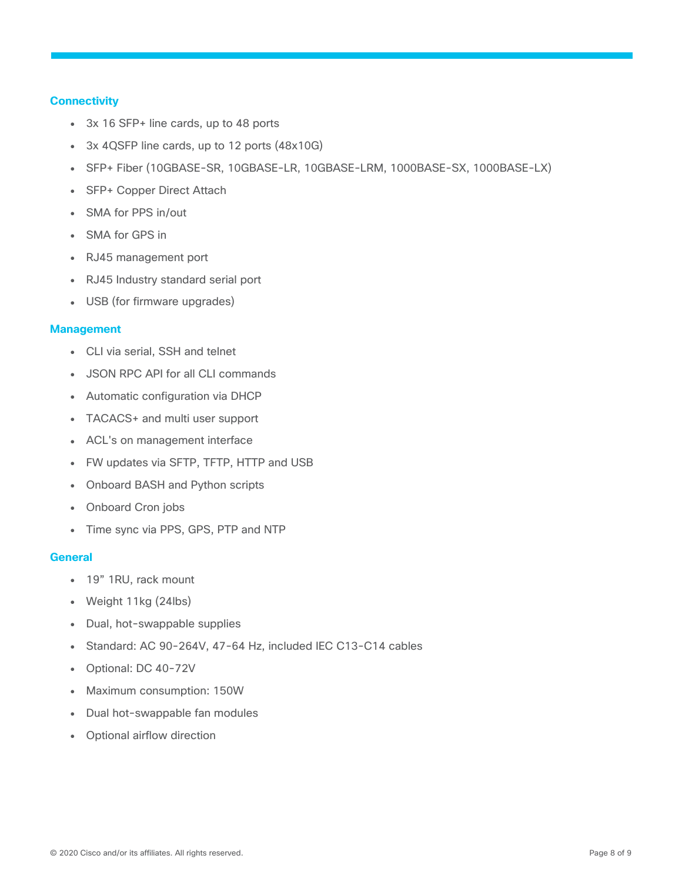### Connectivity

- 3x 16 SFP+ line cards, up to 48 ports
- 3x 4QSFP line cards, up to 12 ports (48x10G)
- SFP+ Fiber (10GBASE-SR, 10GBASE-LR, 10GBASE-LRM, 1000BASE-SX, 1000BASE-LX)
- SFP+ Copper Direct Attach
- SMA for PPS in/out
- SMA for GPS in
- RJ45 management port
- RJ45 Industry standard serial port
- USB (for firmware upgrades)

### Management

- CLI via serial, SSH and telnet
- JSON RPC API for all CLI commands
- Automatic configuration via DHCP
- TACACS+ and multi user support
- ACL's on management interface
- FW updates via SFTP, TFTP, HTTP and USB
- Onboard BASH and Python scripts
- Onboard Cron jobs
- Time sync via PPS, GPS, PTP and NTP

### General

- 19” 1RU, rack mount
- Weight 11kg (24lbs)
- Dual, hot-swappable supplies
- Standard: AC 90-264V, 47-64 Hz, included IEC C13-C14 cables
- Optional: DC 40-72V
- Maximum consumption: 150W
- Dual hot-swappable fan modules
- Optional airflow direction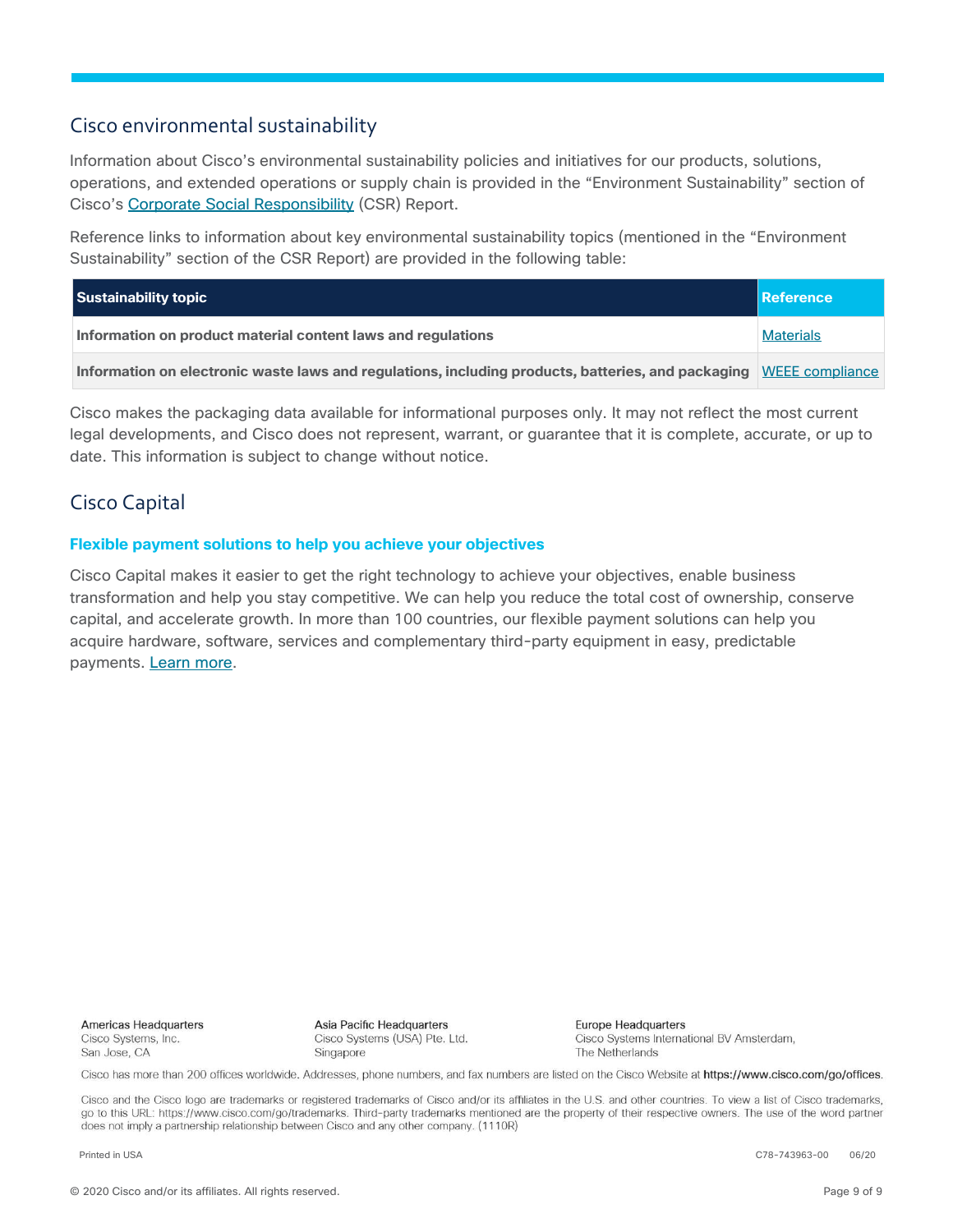## Cisco environmental sustainability

Information about Cisco's environmental sustainability policies and initiatives for our products, solutions, operations, and extended operations or supply chain is provided in the "Environment Sustainability" section of Cisco's Corporate Social Responsibility (CSR) Report.

Reference links to information about key environmental sustainability topics (mentioned in the "Environment Sustainability" section of the CSR Report) are provided in the following table:

| Sustainability topic | Reference |
| --- | --- |
| **Information on product material content laws and regulations** | Materials |
| **Information on electronic waste laws and regulations, including products, batteries, and packaging** | WEEE compliance |

Cisco makes the packaging data available for informational purposes only. It may not reflect the most current legal developments, and Cisco does not represent, warrant, or guarantee that it is complete, accurate, or up to date. This information is subject to change without notice.

## Cisco Capital

### Flexible payment solutions to help you achieve your objectives

Cisco Capital makes it easier to get the right technology to achieve your objectives, enable business transformation and help you stay competitive. We can help you reduce the total cost of ownership, conserve capital, and accelerate growth. In more than 100 countries, our flexible payment solutions can help you acquire hardware, software, services and complementary third-party equipment in easy, predictable payments. Learn more.

Americas Headquarters
Cisco Systems, Inc.
San Jose, CA

Asia Pacific Headquarters
Cisco Systems (USA) Pte. Ltd.
Singapore

Europe Headquarters
Cisco Systems International BV Amsterdam,
The Netherlands

Cisco has more than 200 offices worldwide. Addresses, phone numbers, and fax numbers are listed on the Cisco Website at **https://www.cisco.com/go/offices**.

Cisco and the Cisco logo are trademarks or registered trademarks of Cisco and/or its affiliates in the U.S. and other countries. To view a list of Cisco trademarks, go to this URL: https://www.cisco.com/go/trademarks. Third-party trademarks mentioned are the property of their respective owners. The use of the word partner does not imply a partnership relationship between Cisco and any other company. (1110R)

Printed in USA C78-743963-00 06/20

© 2020 Cisco and/or its affiliates. All rights reserved.